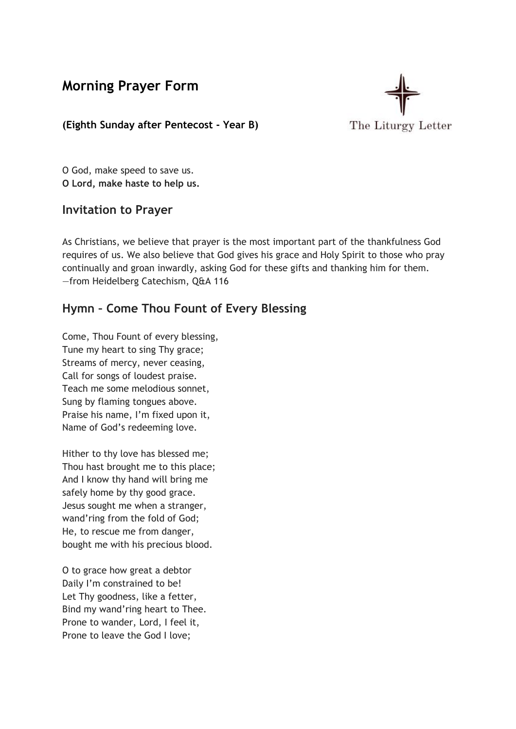# Morning Prayer Form

**(Eighth Sunday after Pentecost - Year B)**

The Liturgy Letter

O God, make speed to save us.
**O Lord, make haste to help us.**

## Invitation to Prayer

As Christians, we believe that prayer is the most important part of the thankfulness God requires of us. We also believe that God gives his grace and Holy Spirit to those who pray continually and groan inwardly, asking God for these gifts and thanking him for them.
—from Heidelberg Catechism, Q&A 116

## Hymn – Come Thou Fount of Every Blessing

Come, Thou Fount of every blessing,
Tune my heart to sing Thy grace;
Streams of mercy, never ceasing,
Call for songs of loudest praise.
Teach me some melodious sonnet,
Sung by flaming tongues above.
Praise his name, I'm fixed upon it,
Name of God's redeeming love.

Hither to thy love has blessed me;
Thou hast brought me to this place;
And I know thy hand will bring me
safely home by thy good grace.
Jesus sought me when a stranger,
wand'ring from the fold of God;
He, to rescue me from danger,
bought me with his precious blood.

O to grace how great a debtor
Daily I'm constrained to be!
Let Thy goodness, like a fetter,
Bind my wand'ring heart to Thee.
Prone to wander, Lord, I feel it,
Prone to leave the God I love;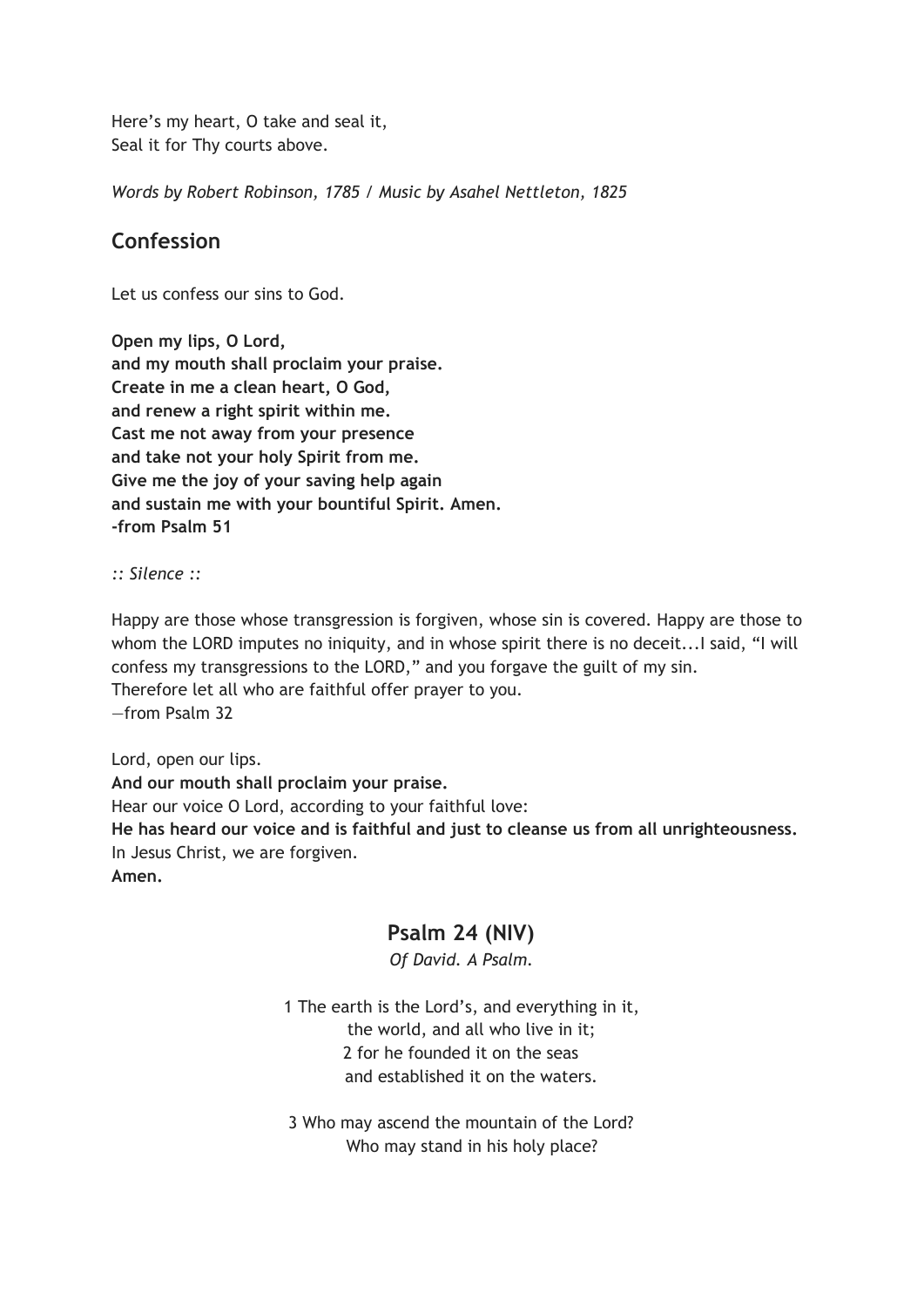Here’s my heart, O take and seal it,
Seal it for Thy courts above.

*Words by Robert Robinson, 1785 / Music by Asahel Nettleton, 1825*

## Confession

Let us confess our sins to God.

**Open my lips, O Lord,**
**and my mouth shall proclaim your praise.**
**Create in me a clean heart, O God,**
**and renew a right spirit within me.**
**Cast me not away from your presence**
**and take not your holy Spirit from me.**
**Give me the joy of your saving help again**
**and sustain me with your bountiful Spirit. Amen.**
**-from Psalm 51**

*:: Silence ::*

Happy are those whose transgression is forgiven, whose sin is covered. Happy are those to whom the LORD imputes no iniquity, and in whose spirit there is no deceit...I said, “I will confess my transgressions to the LORD,” and you forgave the guilt of my sin.
Therefore let all who are faithful offer prayer to you.
—from Psalm 32

Lord, open our lips.
**And our mouth shall proclaim your praise.**
Hear our voice O Lord, according to your faithful love:
**He has heard our voice and is faithful and just to cleanse us from all unrighteousness.**
In Jesus Christ, we are forgiven.
**Amen.**

## Psalm 24 (NIV)

*Of David. A Psalm.*

1 The earth is the Lord’s, and everything in it,
the world, and all who live in it;
2 for he founded it on the seas
and established it on the waters.

3 Who may ascend the mountain of the Lord?
Who may stand in his holy place?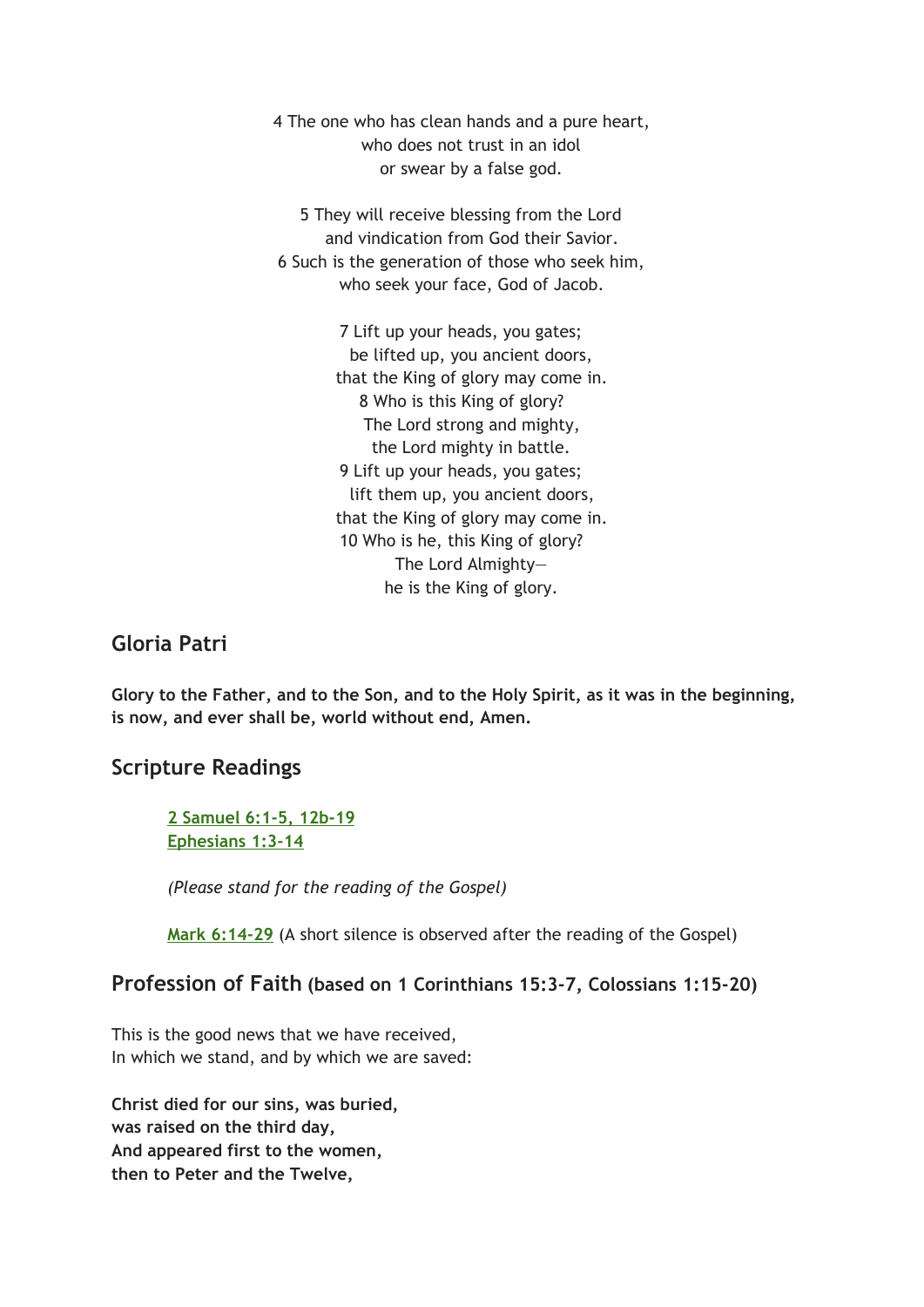4 The one who has clean hands and a pure heart,
who does not trust in an idol
or swear by a false god.

5 They will receive blessing from the Lord
and vindication from God their Savior.
6 Such is the generation of those who seek him,
who seek your face, God of Jacob.

7 Lift up your heads, you gates;
be lifted up, you ancient doors,
that the King of glory may come in.
8 Who is this King of glory?
The Lord strong and mighty,
the Lord mighty in battle.
9 Lift up your heads, you gates;
lift them up, you ancient doors,
that the King of glory may come in.
10 Who is he, this King of glory?
The Lord Almighty—
he is the King of glory.

## Gloria Patri

**Glory to the Father, and to the Son, and to the Holy Spirit, as it was in the beginning, is now, and ever shall be, world without end, Amen.**

## Scripture Readings

2 Samuel 6:1-5, 12b-19
Ephesians 1:3-14

*(Please stand for the reading of the Gospel)*

Mark 6:14-29 (A short silence is observed after the reading of the Gospel)

## Profession of Faith **(based on 1 Corinthians 15:3-7, Colossians 1:15-20)**

This is the good news that we have received,
In which we stand, and by which we are saved:

**Christ died for our sins, was buried,
was raised on the third day,
And appeared first to the women,
then to Peter and the Twelve,**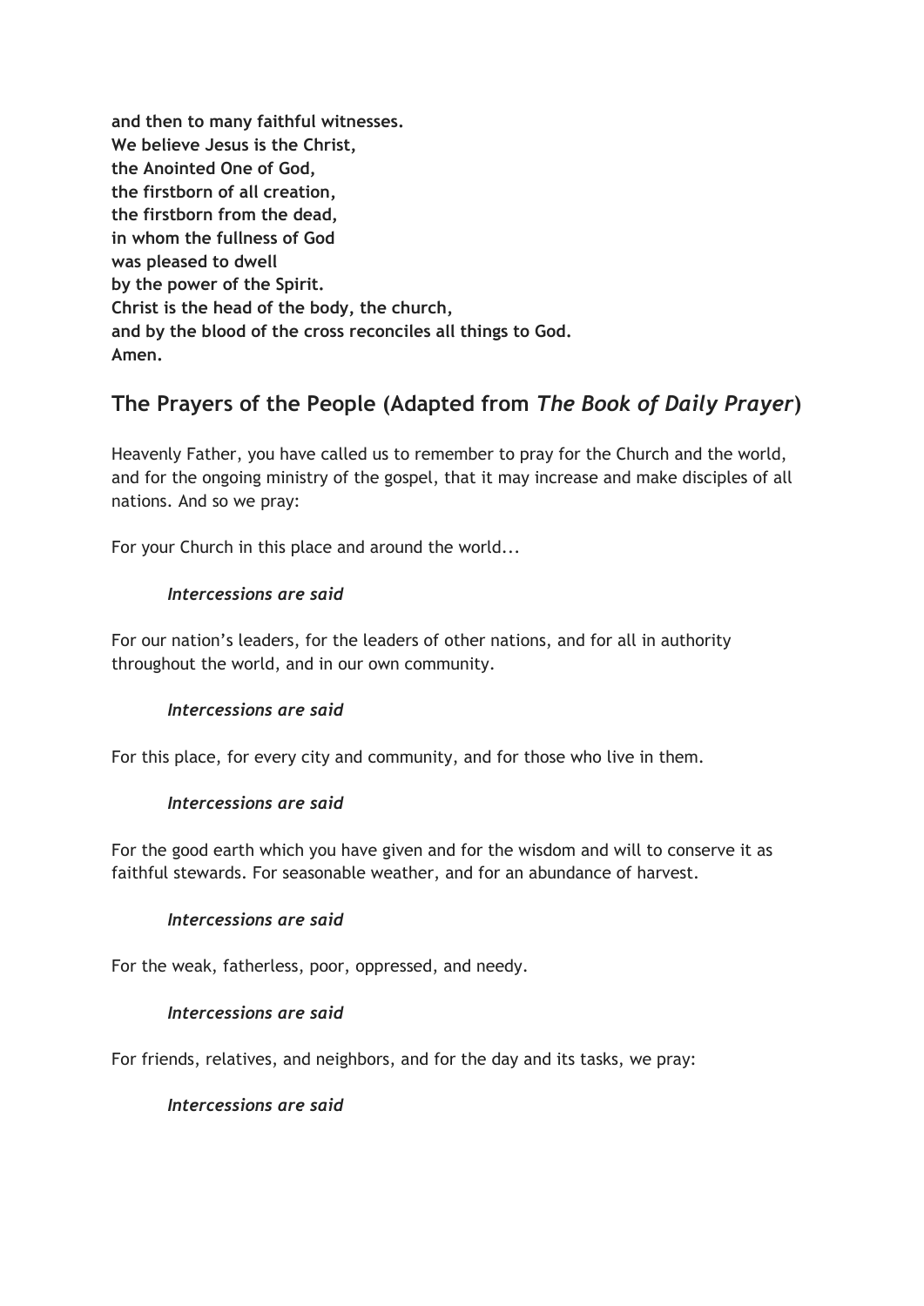**and then to many faithful witnesses.**
**We believe Jesus is the Christ,**
**the Anointed One of God,**
**the firstborn of all creation,**
**the firstborn from the dead,**
**in whom the fullness of God**
**was pleased to dwell**
**by the power of the Spirit.**
**Christ is the head of the body, the church,**
**and by the blood of the cross reconciles all things to God.**
**Amen.**

## The Prayers of the People (Adapted from *The Book of Daily Prayer*)

Heavenly Father, you have called us to remember to pray for the Church and the world, and for the ongoing ministry of the gospel, that it may increase and make disciples of all nations. And so we pray:

For your Church in this place and around the world...

> ***Intercessions are said***

For our nation's leaders, for the leaders of other nations, and for all in authority throughout the world, and in our own community.

> ***Intercessions are said***

For this place, for every city and community, and for those who live in them.

> ***Intercessions are said***

For the good earth which you have given and for the wisdom and will to conserve it as faithful stewards. For seasonable weather, and for an abundance of harvest.

> ***Intercessions are said***

For the weak, fatherless, poor, oppressed, and needy.

> ***Intercessions are said***

For friends, relatives, and neighbors, and for the day and its tasks, we pray:

> ***Intercessions are said***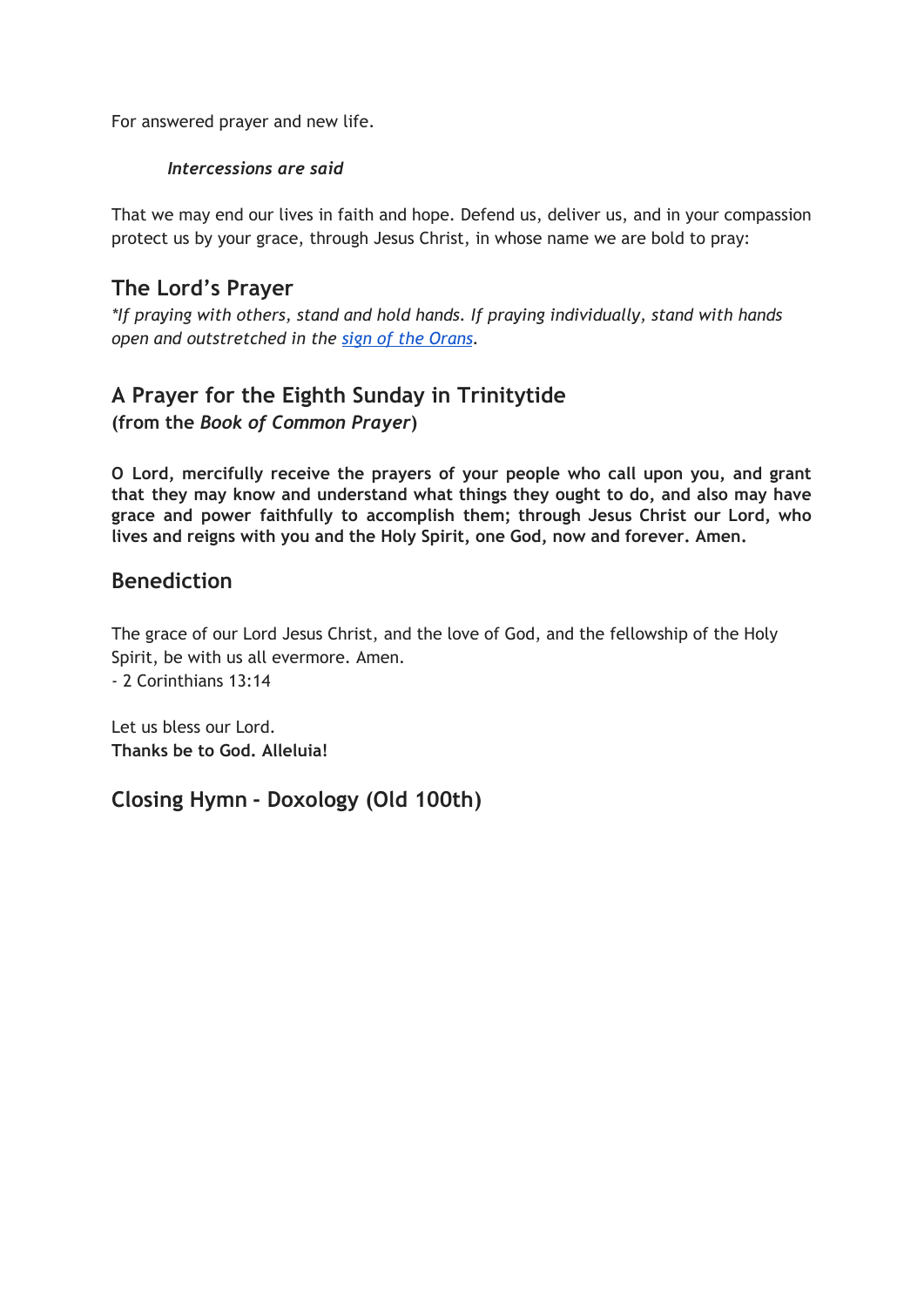For answered prayer and new life.

*Intercessions are said*

That we may end our lives in faith and hope. Defend us, deliver us, and in your compassion protect us by your grace, through Jesus Christ, in whose name we are bold to pray:

## The Lord's Prayer

*\*If praying with others, stand and hold hands. If praying individually, stand with hands open and outstretched in the [sign of the Orans](#).*

## A Prayer for the Eighth Sunday in Trinitytide

**(from the *Book of Common Prayer*)**

**O Lord, mercifully receive the prayers of your people who call upon you, and grant that they may know and understand what things they ought to do, and also may have grace and power faithfully to accomplish them; through Jesus Christ our Lord, who lives and reigns with you and the Holy Spirit, one God, now and forever. Amen.**

## Benediction

The grace of our Lord Jesus Christ, and the love of God, and the fellowship of the Holy Spirit, be with us all evermore. Amen.
- 2 Corinthians 13:14

Let us bless our Lord.
**Thanks be to God. Alleluia!**

## Closing Hymn - Doxology (Old 100th)